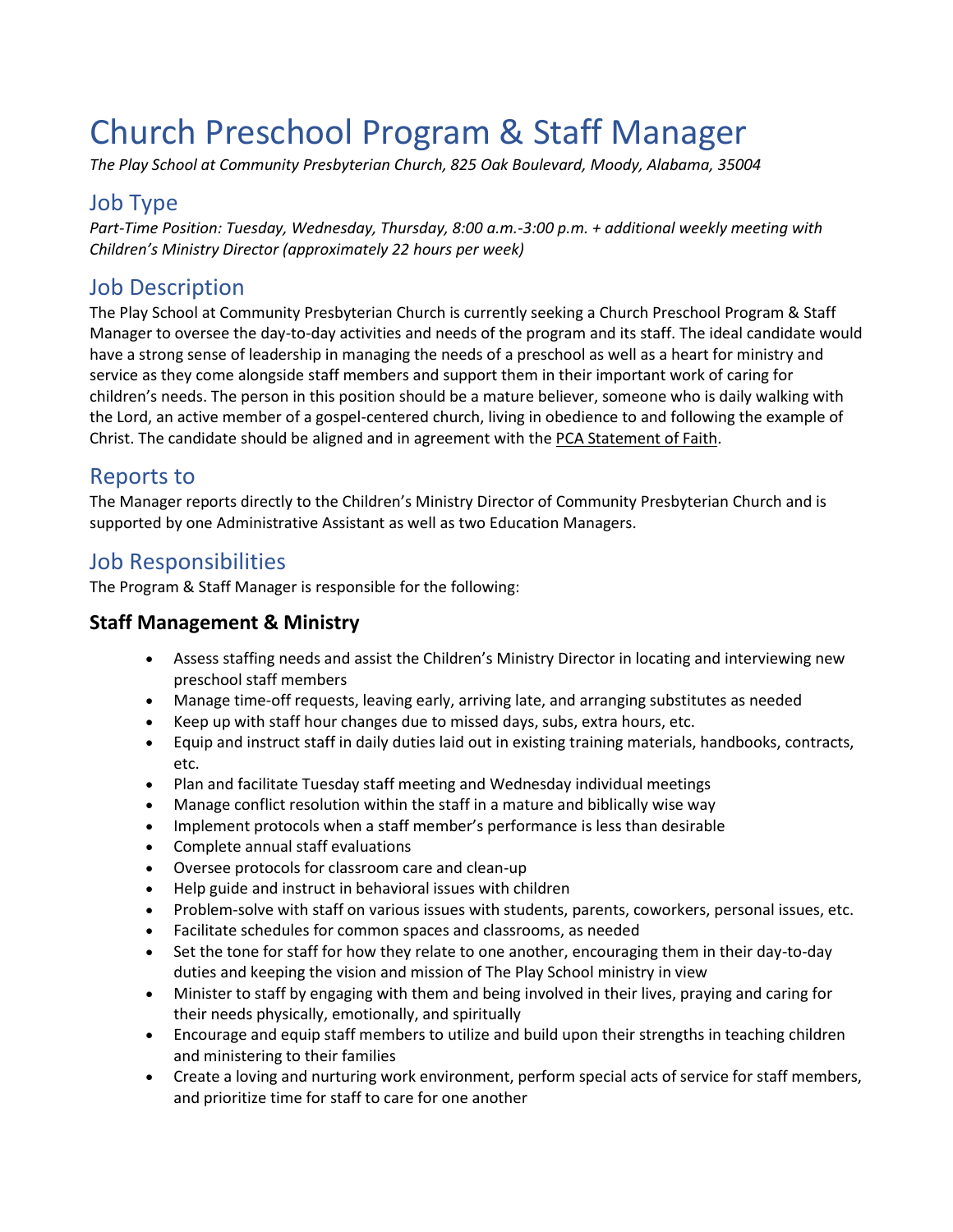# Church Preschool Program & Staff Manager

*The Play School at Community Presbyterian Church, 825 Oak Boulevard, Moody, Alabama, 35004*

## Job Type

*Part-Time Position: Tuesday, Wednesday, Thursday, 8:00 a.m.-3:00 p.m. + additional weekly meeting with Children's Ministry Director (approximately 22 hours per week)*

## Job Description

The Play School at Community Presbyterian Church is currently seeking a Church Preschool Program & Staff Manager to oversee the day-to-day activities and needs of the program and its staff. The ideal candidate would have a strong sense of leadership in managing the needs of a preschool as well as a heart for ministry and service as they come alongside staff members and support them in their important work of caring for children's needs. The person in this position should be a mature believer, someone who is daily walking with the Lord, an active member of a gospel-centered church, living in obedience to and following the example of Christ. The candidate should be aligned and in agreement with the PCA Statement of Faith.

## Reports to

The Manager reports directly to the Children's Ministry Director of Community Presbyterian Church and is supported by one Administrative Assistant as well as two Education Managers.

## Job Responsibilities

The Program & Staff Manager is responsible for the following:

### Staff Management & Ministry

- Assess staffing needs and assist the Children's Ministry Director in locating and interviewing new preschool staff members
- Manage time-off requests, leaving early, arriving late, and arranging substitutes as needed
- Keep up with staff hour changes due to missed days, subs, extra hours, etc.
- Equip and instruct staff in daily duties laid out in existing training materials, handbooks, contracts, etc.
- Plan and facilitate Tuesday staff meeting and Wednesday individual meetings
- Manage conflict resolution within the staff in a mature and biblically wise way
- Implement protocols when a staff member's performance is less than desirable
- Complete annual staff evaluations
- Oversee protocols for classroom care and clean-up
- Help guide and instruct in behavioral issues with children
- Problem-solve with staff on various issues with students, parents, coworkers, personal issues, etc.
- Facilitate schedules for common spaces and classrooms, as needed
- Set the tone for staff for how they relate to one another, encouraging them in their day-to-day duties and keeping the vision and mission of The Play School ministry in view
- Minister to staff by engaging with them and being involved in their lives, praying and caring for their needs physically, emotionally, and spiritually
- Encourage and equip staff members to utilize and build upon their strengths in teaching children and ministering to their families
- Create a loving and nurturing work environment, perform special acts of service for staff members, and prioritize time for staff to care for one another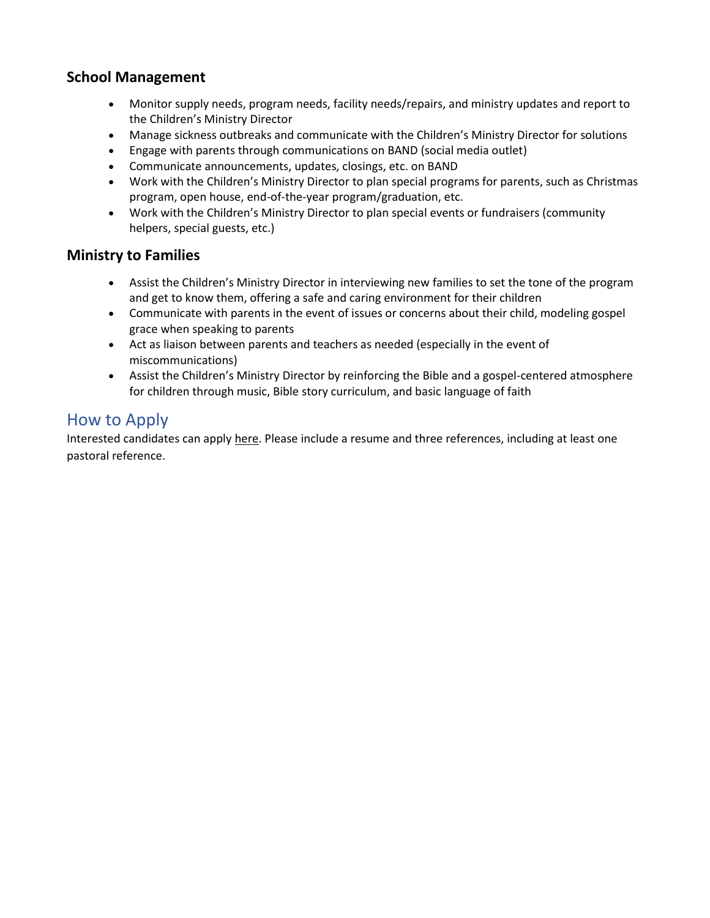### School Management

- Monitor supply needs, program needs, facility needs/repairs, and ministry updates and report to the Children's Ministry Director
- Manage sickness outbreaks and communicate with the Children's Ministry Director for solutions
- Engage with parents through communications on BAND (social media outlet)
- Communicate announcements, updates, closings, etc. on BAND
- Work with the Children's Ministry Director to plan special programs for parents, such as Christmas program, open house, end-of-the-year program/graduation, etc.
- Work with the Children's Ministry Director to plan special events or fundraisers (community helpers, special guests, etc.)

### Ministry to Families

- Assist the Children's Ministry Director in interviewing new families to set the tone of the program and get to know them, offering a safe and caring environment for their children
- Communicate with parents in the event of issues or concerns about their child, modeling gospel grace when speaking to parents
- Act as liaison between parents and teachers as needed (especially in the event of miscommunications)
- Assist the Children's Ministry Director by reinforcing the Bible and a gospel-centered atmosphere for children through music, Bible story curriculum, and basic language of faith

## How to Apply

Interested candidates can apply here. Please include a resume and three references, including at least one pastoral reference.